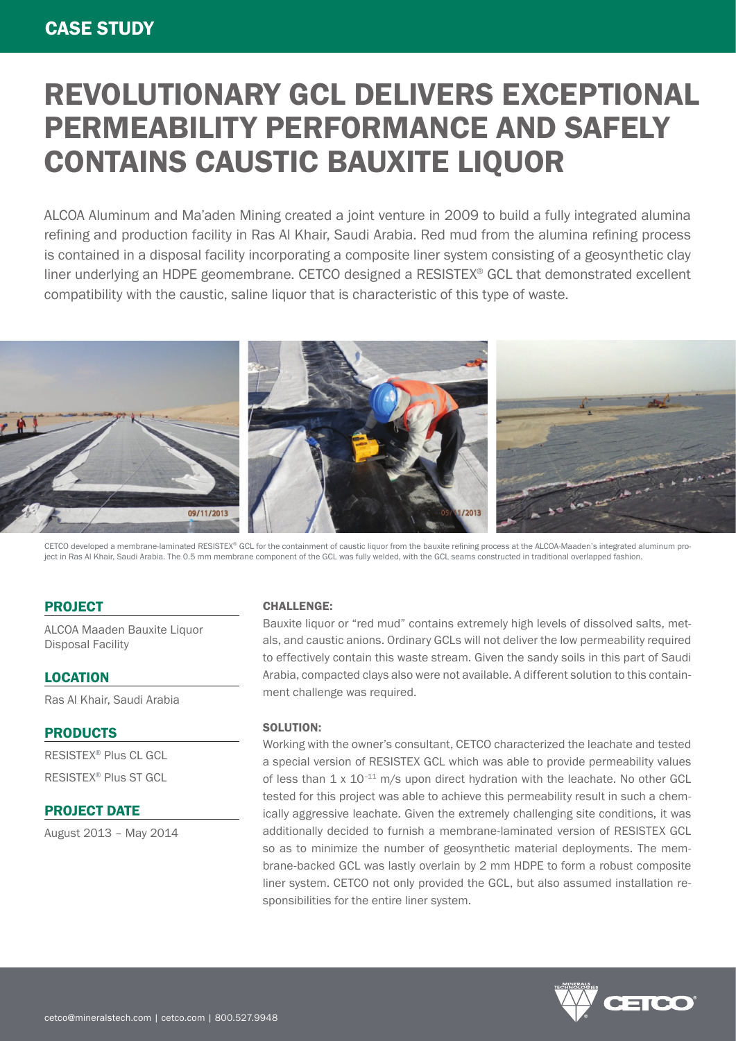CASE STUDY

# REVOLUTIONARY GCL DELIVERS EXCEPTIONAL PERMEABILITY PERFORMANCE AND SAFELY CONTAINS CAUSTIC BAUXITE LIQUOR

ALCOA Aluminum and Ma'aden Mining created a joint venture in 2009 to build a fully integrated alumina refining and production facility in Ras Al Khair, Saudi Arabia. Red mud from the alumina refining process is contained in a disposal facility incorporating a composite liner system consisting of a geosynthetic clay liner underlying an HDPE geomembrane. CETCO designed a RESISTEX® GCL that demonstrated excellent compatibility with the caustic, saline liquor that is characteristic of this type of waste.

CETCO developed a membrane-laminated RESISTEX® GCL for the containment of caustic liquor from the bauxite refining process at the ALCOA-Maaden's integrated aluminum project in Ras Al Khair, Saudi Arabia. The 0.5 mm membrane component of the GCL was fully welded, with the GCL seams constructed in traditional overlapped fashion.

## PROJECT

ALCOA Maaden Bauxite Liquor Disposal Facility

## LOCATION

Ras Al Khair, Saudi Arabia

## PRODUCTS

RESISTEX® Plus CL GCL

RESISTEX® Plus ST GCL

## PROJECT DATE

August 2013 – May 2014

### CHALLENGE:

Bauxite liquor or "red mud" contains extremely high levels of dissolved salts, metals, and caustic anions. Ordinary GCLs will not deliver the low permeability required to effectively contain this waste stream. Given the sandy soils in this part of Saudi Arabia, compacted clays also were not available. A different solution to this containment challenge was required.

### SOLUTION:

Working with the owner's consultant, CETCO characterized the leachate and tested a special version of RESISTEX GCL which was able to provide permeability values of less than $1 \times 10^{-11}$ m/s upon direct hydration with the leachate. No other GCL tested for this project was able to achieve this permeability result in such a chemically aggressive leachate. Given the extremely challenging site conditions, it was additionally decided to furnish a membrane-laminated version of RESISTEX GCL so as to minimize the number of geosynthetic material deployments. The membrane-backed GCL was lastly overlain by 2 mm HDPE to form a robust composite liner system. CETCO not only provided the GCL, but also assumed installation responsibilities for the entire liner system.

cetco@mineralstech.com | cetco.com | 800.527.9948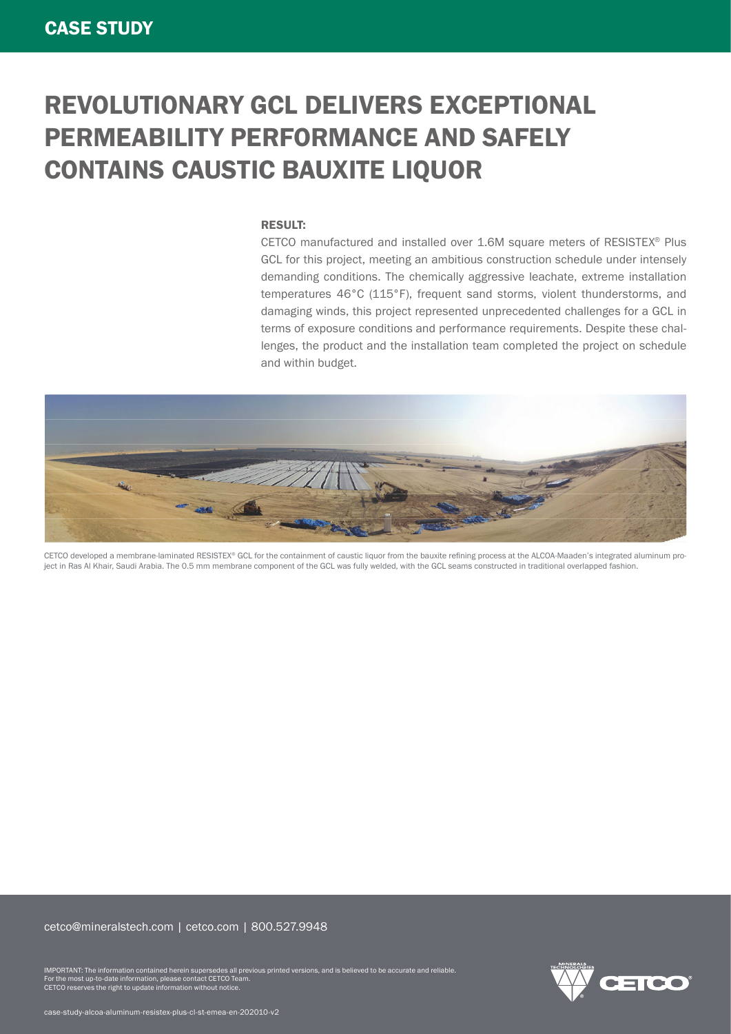# REVOLUTIONARY GCL DELIVERS EXCEPTIONAL PERMEABILITY PERFORMANCE AND SAFELY CONTAINS CAUSTIC BAUXITE LIQUOR

**RESULT:**

CETCO manufactured and installed over 1.6M square meters of RESISTEX® Plus GCL for this project, meeting an ambitious construction schedule under intensely demanding conditions. The chemically aggressive leachate, extreme installation temperatures 46°C (115°F), frequent sand storms, violent thunderstorms, and damaging winds, this project represented unprecedented challenges for a GCL in terms of exposure conditions and performance requirements. Despite these challenges, the product and the installation team completed the project on schedule and within budget.

CETCO developed a membrane-laminated RESISTEX® GCL for the containment of caustic liquor from the bauxite refining process at the ALCOA-Maaden's integrated aluminum project in Ras Al Khair, Saudi Arabia. The 0.5 mm membrane component of the GCL was fully welded, with the GCL seams constructed in traditional overlapped fashion.

cetco@mineralstech.com | cetco.com | 800.527.9948

IMPORTANT: The information contained herein supersedes all previous printed versions, and is believed to be accurate and reliable. For the most up-to-date information, please contact CETCO Team. CETCO reserves the right to update information without notice.

case-study-alcoa-aluminum-resistex-plus-cl-st-emea-en-202010-v2